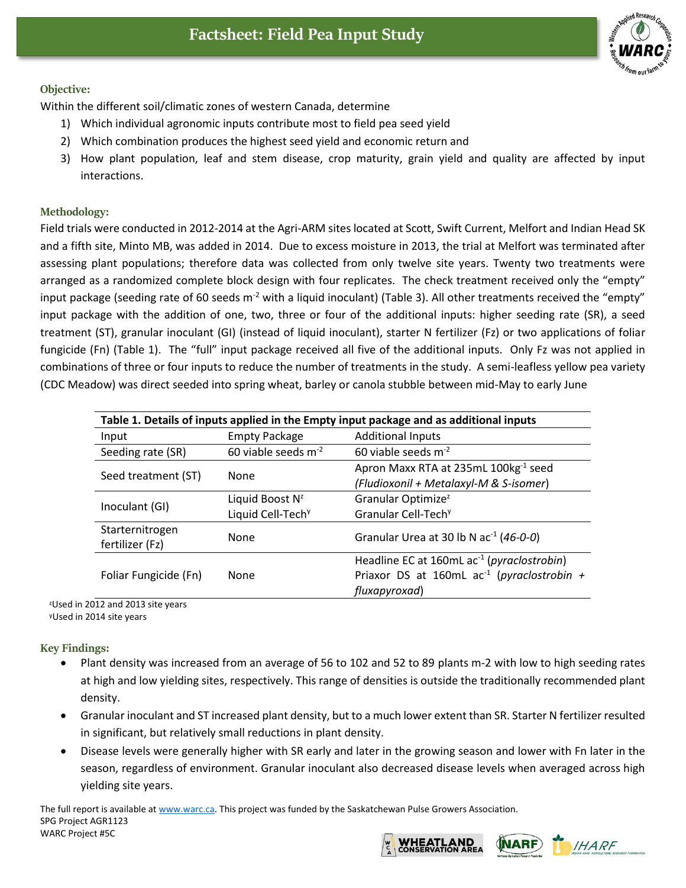# Factsheet: Field Pea Input Study

### Objective:

Within the different soil/climatic zones of western Canada, determine

1) Which individual agronomic inputs contribute most to field pea seed yield
2) Which combination produces the highest seed yield and economic return and
3) How plant population, leaf and stem disease, crop maturity, grain yield and quality are affected by input interactions.

### Methodology:

Field trials were conducted in 2012-2014 at the Agri-ARM sites located at Scott, Swift Current, Melfort and Indian Head SK and a fifth site, Minto MB, was added in 2014. Due to excess moisture in 2013, the trial at Melfort was terminated after assessing plant populations; therefore data was collected from only twelve site years. Twenty two treatments were arranged as a randomized complete block design with four replicates. The check treatment received only the "empty" input package (seeding rate of 60 seeds $m^{-2}$ with a liquid inoculant) (Table 3). All other treatments received the "empty" input package with the addition of one, two, three or four of the additional inputs: higher seeding rate (SR), a seed treatment (ST), granular inoculant (GI) (instead of liquid inoculant), starter N fertilizer (Fz) or two applications of foliar fungicide (Fn) (Table 1). The "full" input package received all five of the additional inputs. Only Fz was not applied in combinations of three or four inputs to reduce the number of treatments in the study. A semi-leafless yellow pea variety (CDC Meadow) was direct seeded into spring wheat, barley or canola stubble between mid-May to early June

**Table 1. Details of inputs applied in the Empty input package and as additional inputs**

| Input | Empty Package | Additional Inputs |
|---|---|---|
| Seeding rate (SR) | 60 viable seeds $m^{-2}$ | 60 viable seeds $m^{-2}$ |
| Seed treatment (ST) | None | Apron Maxx RTA at 235mL $100kg^{-1}$ seed (*Fludioxonil + Metalaxyl-M & S-isomer*) |
| Inoculant (GI) | Liquid Boost N[z]<br>Liquid Cell-Tech[y] | Granular Optimize[z]<br>Granular Cell-Tech[y] |
| Starternitrogen fertilizer (Fz) | None | Granular Urea at 30 lb N $ac^{-1}$ (*46-0-0*) |
| Foliar Fungicide (Fn) | None | Headline EC at 160mL $ac^{-1}$ (*pyraclostrobin*)<br>Priaxor DS at 160mL $ac^{-1}$ (*pyraclostrobin + fluxapyroxad*) |

[z]Used in 2012 and 2013 site years
[y]Used in 2014 site years

### Key Findings:

- Plant density was increased from an average of 56 to 102 and 52 to 89 plants m-2 with low to high seeding rates at high and low yielding sites, respectively. This range of densities is outside the traditionally recommended plant density.
- Granular inoculant and ST increased plant density, but to a much lower extent than SR. Starter N fertilizer resulted in significant, but relatively small reductions in plant density.
- Disease levels were generally higher with SR early and later in the growing season and lower with Fn later in the season, regardless of environment. Granular inoculant also decreased disease levels when averaged across high yielding site years.

The full report is available at www.warc.ca. This project was funded by the Saskatchewan Pulse Growers Association.
SPG Project AGR1123
WARC Project #5C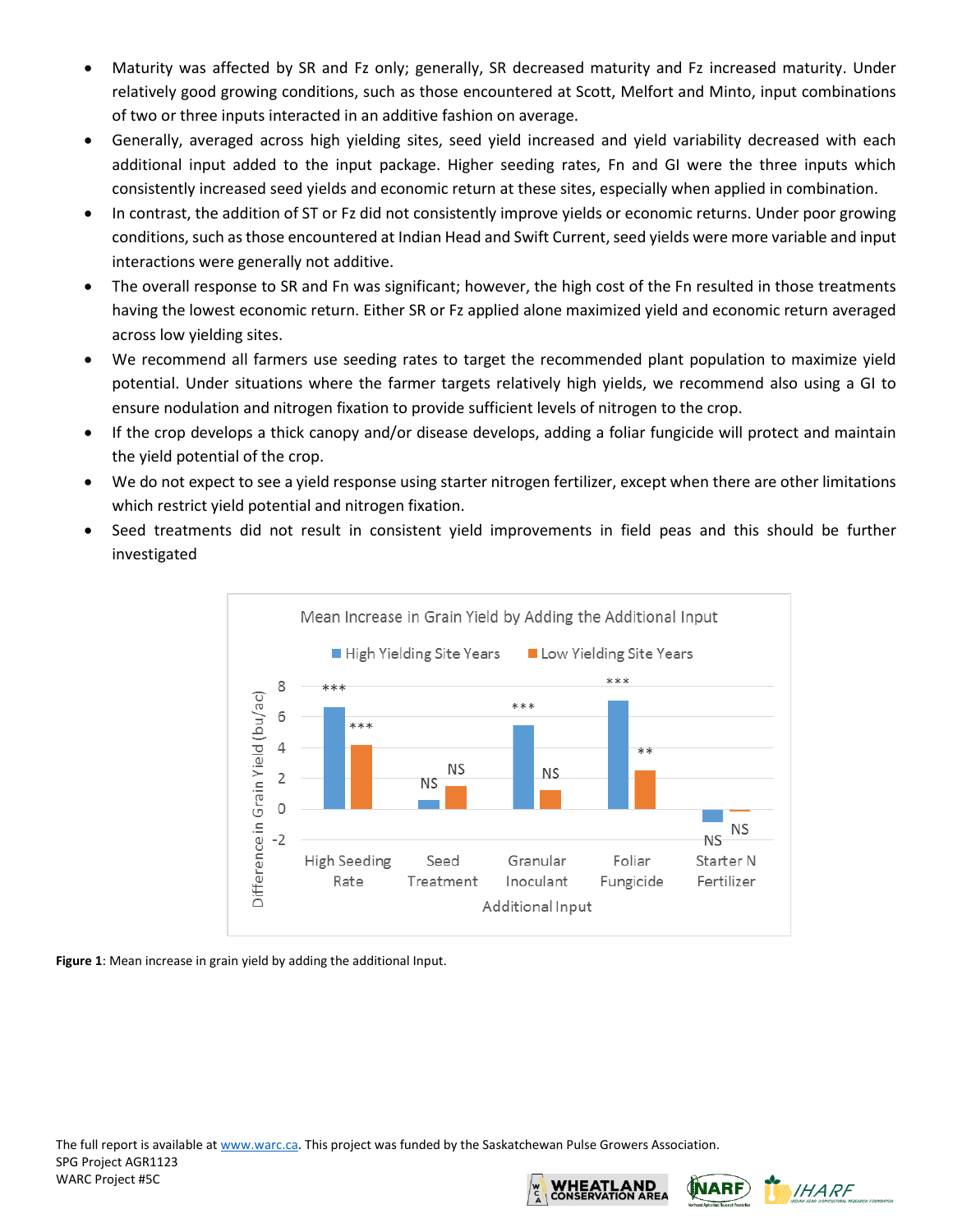- Maturity was affected by SR and Fz only; generally, SR decreased maturity and Fz increased maturity. Under relatively good growing conditions, such as those encountered at Scott, Melfort and Minto, input combinations of two or three inputs interacted in an additive fashion on average.
- Generally, averaged across high yielding sites, seed yield increased and yield variability decreased with each additional input added to the input package. Higher seeding rates, Fn and GI were the three inputs which consistently increased seed yields and economic return at these sites, especially when applied in combination.
- In contrast, the addition of ST or Fz did not consistently improve yields or economic returns. Under poor growing conditions, such as those encountered at Indian Head and Swift Current, seed yields were more variable and input interactions were generally not additive.
- The overall response to SR and Fn was significant; however, the high cost of the Fn resulted in those treatments having the lowest economic return. Either SR or Fz applied alone maximized yield and economic return averaged across low yielding sites.
- We recommend all farmers use seeding rates to target the recommended plant population to maximize yield potential. Under situations where the farmer targets relatively high yields, we recommend also using a GI to ensure nodulation and nitrogen fixation to provide sufficient levels of nitrogen to the crop.
- If the crop develops a thick canopy and/or disease develops, adding a foliar fungicide will protect and maintain the yield potential of the crop.
- We do not expect to see a yield response using starter nitrogen fertilizer, except when there are other limitations which restrict yield potential and nitrogen fixation.
- Seed treatments did not result in consistent yield improvements in field peas and this should be further investigated

Mean Increase in Grain Yield by Adding the Additional Input

High Yielding Site Years
Low Yielding Site Years

Difference in Grain Yield (bu/ac)

8
6
4
2
0
-2

High Seeding Rate: *** ***
Seed Treatment: NS NS
Granular Inoculant: *** NS
Foliar Fungicide: *** **
Starter N Fertilizer: NS NS

Additional Input

**Figure 1**: Mean increase in grain yield by adding the additional Input.

The full report is available at [www.warc.ca](http://www.warc.ca). This project was funded by the Saskatchewan Pulse Growers Association.
SPG Project AGR1123
WARC Project #5C